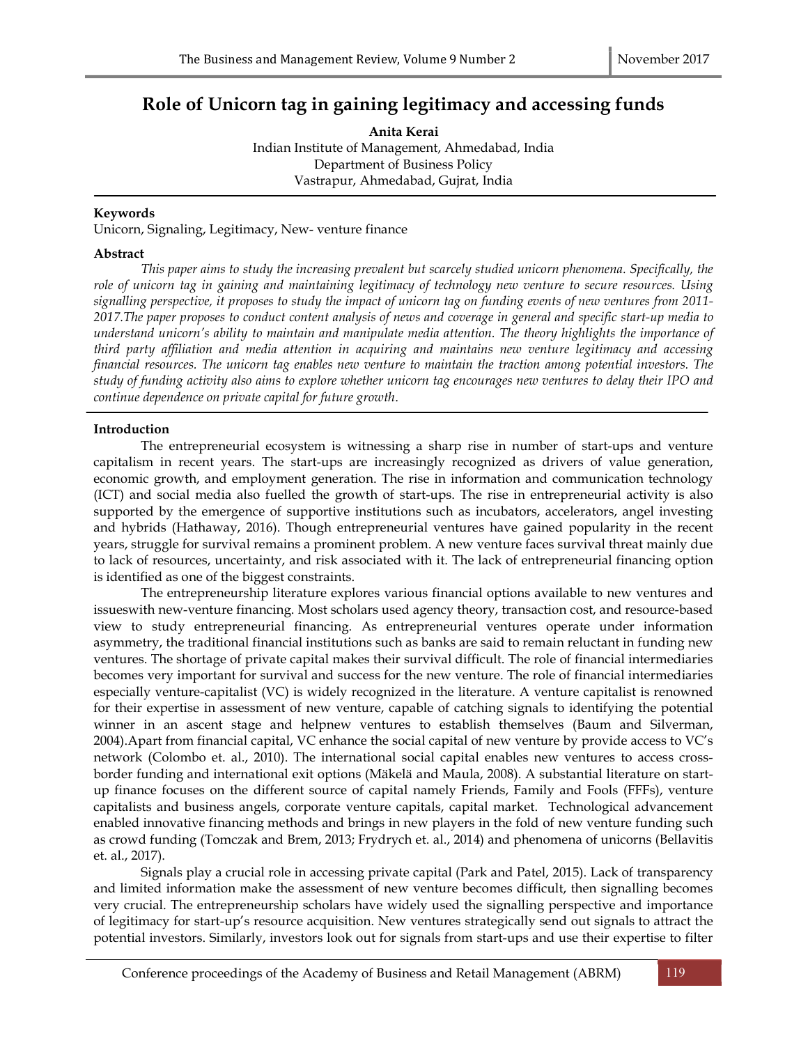# Role of Unicorn tag in gaining legitimacy and accessing funds

**Anita Kerai**
Indian Institute of Management, Ahmedabad, India
Department of Business Policy
Vastrapur, Ahmedabad, Gujrat, India

**Keywords**

Unicorn, Signaling, Legitimacy, New- venture finance

**Abstract**

*This paper aims to study the increasing prevalent but scarcely studied unicorn phenomena. Specifically, the role of unicorn tag in gaining and maintaining legitimacy of technology new venture to secure resources. Using signalling perspective, it proposes to study the impact of unicorn tag on funding events of new ventures from 2011-2017.The paper proposes to conduct content analysis of news and coverage in general and specific start-up media to understand unicorn's ability to maintain and manipulate media attention. The theory highlights the importance of third party affiliation and media attention in acquiring and maintains new venture legitimacy and accessing financial resources. The unicorn tag enables new venture to maintain the traction among potential investors. The study of funding activity also aims to explore whether unicorn tag encourages new ventures to delay their IPO and continue dependence on private capital for future growth.*

**Introduction**

The entrepreneurial ecosystem is witnessing a sharp rise in number of start-ups and venture capitalism in recent years. The start-ups are increasingly recognized as drivers of value generation, economic growth, and employment generation. The rise in information and communication technology (ICT) and social media also fuelled the growth of start-ups. The rise in entrepreneurial activity is also supported by the emergence of supportive institutions such as incubators, accelerators, angel investing and hybrids (Hathaway, 2016). Though entrepreneurial ventures have gained popularity in the recent years, struggle for survival remains a prominent problem. A new venture faces survival threat mainly due to lack of resources, uncertainty, and risk associated with it. The lack of entrepreneurial financing option is identified as one of the biggest constraints.

The entrepreneurship literature explores various financial options available to new ventures and issueswith new-venture financing. Most scholars used agency theory, transaction cost, and resource-based view to study entrepreneurial financing. As entrepreneurial ventures operate under information asymmetry, the traditional financial institutions such as banks are said to remain reluctant in funding new ventures. The shortage of private capital makes their survival difficult. The role of financial intermediaries becomes very important for survival and success for the new venture. The role of financial intermediaries especially venture-capitalist (VC) is widely recognized in the literature. A venture capitalist is renowned for their expertise in assessment of new venture, capable of catching signals to identifying the potential winner in an ascent stage and helpnew ventures to establish themselves (Baum and Silverman, 2004).Apart from financial capital, VC enhance the social capital of new venture by provide access to VC's network (Colombo et. al., 2010). The international social capital enables new ventures to access cross-border funding and international exit options (Mäkelä and Maula, 2008). A substantial literature on start-up finance focuses on the different source of capital namely Friends, Family and Fools (FFFs), venture capitalists and business angels, corporate venture capitals, capital market. Technological advancement enabled innovative financing methods and brings in new players in the fold of new venture funding such as crowd funding (Tomczak and Brem, 2013; Frydrych et. al., 2014) and phenomena of unicorns (Bellavitis et. al., 2017).

Signals play a crucial role in accessing private capital (Park and Patel, 2015). Lack of transparency and limited information make the assessment of new venture becomes difficult, then signalling becomes very crucial. The entrepreneurship scholars have widely used the signalling perspective and importance of legitimacy for start-up's resource acquisition. New ventures strategically send out signals to attract the potential investors. Similarly, investors look out for signals from start-ups and use their expertise to filter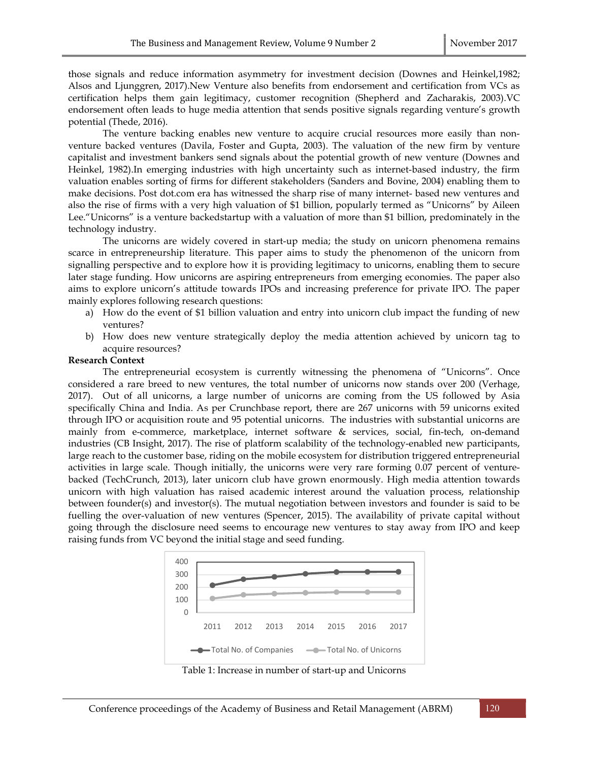those signals and reduce information asymmetry for investment decision (Downes and Heinkel,1982; Alsos and Ljunggren, 2017).New Venture also benefits from endorsement and certification from VCs as certification helps them gain legitimacy, customer recognition (Shepherd and Zacharakis, 2003).VC endorsement often leads to huge media attention that sends positive signals regarding venture's growth potential (Thede, 2016).

The venture backing enables new venture to acquire crucial resources more easily than non-venture backed ventures (Davila, Foster and Gupta, 2003). The valuation of the new firm by venture capitalist and investment bankers send signals about the potential growth of new venture (Downes and Heinkel, 1982).In emerging industries with high uncertainty such as internet-based industry, the firm valuation enables sorting of firms for different stakeholders (Sanders and Bovine, 2004) enabling them to make decisions. Post dot.com era has witnessed the sharp rise of many internet- based new ventures and also the rise of firms with a very high valuation of $1 billion, popularly termed as "Unicorns" by Aileen Lee."Unicorns" is a venture backedstartup with a valuation of more than $1 billion, predominately in the technology industry.

The unicorns are widely covered in start-up media; the study on unicorn phenomena remains scarce in entrepreneurship literature. This paper aims to study the phenomenon of the unicorn from signalling perspective and to explore how it is providing legitimacy to unicorns, enabling them to secure later stage funding. How unicorns are aspiring entrepreneurs from emerging economies. The paper also aims to explore unicorn's attitude towards IPOs and increasing preference for private IPO. The paper mainly explores following research questions:

a) How do the event of $1 billion valuation and entry into unicorn club impact the funding of new ventures?
b) How does new venture strategically deploy the media attention achieved by unicorn tag to acquire resources?

**Research Context**

The entrepreneurial ecosystem is currently witnessing the phenomena of "Unicorns". Once considered a rare breed to new ventures, the total number of unicorns now stands over 200 (Verhage, 2017). Out of all unicorns, a large number of unicorns are coming from the US followed by Asia specifically China and India. As per Crunchbase report, there are 267 unicorns with 59 unicorns exited through IPO or acquisition route and 95 potential unicorns. The industries with substantial unicorns are mainly from e-commerce, marketplace, internet software & services, social, fin-tech, on-demand industries (CB Insight, 2017). The rise of platform scalability of the technology-enabled new participants, large reach to the customer base, riding on the mobile ecosystem for distribution triggered entrepreneurial activities in large scale. Though initially, the unicorns were very rare forming 0.07 percent of venture-backed (TechCrunch, 2013), later unicorn club have grown enormously. High media attention towards unicorn with high valuation has raised academic interest around the valuation process, relationship between founder(s) and investor(s). The mutual negotiation between investors and founder is said to be fuelling the over-valuation of new ventures (Spencer, 2015). The availability of private capital without going through the disclosure need seems to encourage new ventures to stay away from IPO and keep raising funds from VC beyond the initial stage and seed funding.

Table 1: Increase in number of start-up and Unicorns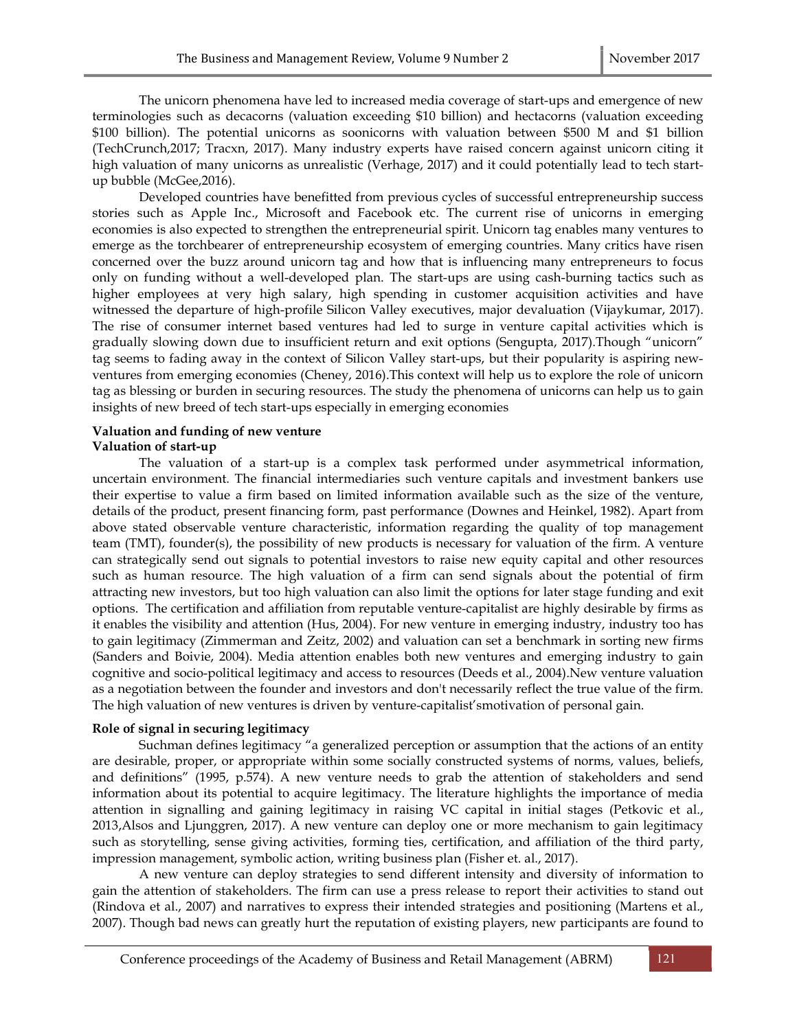The unicorn phenomena have led to increased media coverage of start-ups and emergence of new terminologies such as decacorns (valuation exceeding $10 billion) and hectacorns (valuation exceeding $100 billion). The potential unicorns as soonicorns with valuation between $500 M and $1 billion (TechCrunch,2017; Tracxn, 2017). Many industry experts have raised concern against unicorn citing it high valuation of many unicorns as unrealistic (Verhage, 2017) and it could potentially lead to tech start-up bubble (McGee,2016).

Developed countries have benefitted from previous cycles of successful entrepreneurship success stories such as Apple Inc., Microsoft and Facebook etc. The current rise of unicorns in emerging economies is also expected to strengthen the entrepreneurial spirit. Unicorn tag enables many ventures to emerge as the torchbearer of entrepreneurship ecosystem of emerging countries. Many critics have risen concerned over the buzz around unicorn tag and how that is influencing many entrepreneurs to focus only on funding without a well-developed plan. The start-ups are using cash-burning tactics such as higher employees at very high salary, high spending in customer acquisition activities and have witnessed the departure of high-profile Silicon Valley executives, major devaluation (Vijaykumar, 2017). The rise of consumer internet based ventures had led to surge in venture capital activities which is gradually slowing down due to insufficient return and exit options (Sengupta, 2017).Though "unicorn" tag seems to fading away in the context of Silicon Valley start-ups, but their popularity is aspiring new-ventures from emerging economies (Cheney, 2016).This context will help us to explore the role of unicorn tag as blessing or burden in securing resources. The study the phenomena of unicorns can help us to gain insights of new breed of tech start-ups especially in emerging economies

**Valuation and funding of new venture**

**Valuation of start-up**

The valuation of a start-up is a complex task performed under asymmetrical information, uncertain environment. The financial intermediaries such venture capitals and investment bankers use their expertise to value a firm based on limited information available such as the size of the venture, details of the product, present financing form, past performance (Downes and Heinkel, 1982). Apart from above stated observable venture characteristic, information regarding the quality of top management team (TMT), founder(s), the possibility of new products is necessary for valuation of the firm. A venture can strategically send out signals to potential investors to raise new equity capital and other resources such as human resource. The high valuation of a firm can send signals about the potential of firm attracting new investors, but too high valuation can also limit the options for later stage funding and exit options. The certification and affiliation from reputable venture-capitalist are highly desirable by firms as it enables the visibility and attention (Hus, 2004). For new venture in emerging industry, industry too has to gain legitimacy (Zimmerman and Zeitz, 2002) and valuation can set a benchmark in sorting new firms (Sanders and Boivie, 2004). Media attention enables both new ventures and emerging industry to gain cognitive and socio-political legitimacy and access to resources (Deeds et al., 2004).New venture valuation as a negotiation between the founder and investors and don't necessarily reflect the true value of the firm. The high valuation of new ventures is driven by venture-capitalist'smotivation of personal gain.

**Role of signal in securing legitimacy**

Suchman defines legitimacy "a generalized perception or assumption that the actions of an entity are desirable, proper, or appropriate within some socially constructed systems of norms, values, beliefs, and definitions" (1995, p.574). A new venture needs to grab the attention of stakeholders and send information about its potential to acquire legitimacy. The literature highlights the importance of media attention in signalling and gaining legitimacy in raising VC capital in initial stages (Petkovic et al., 2013,Alsos and Ljunggren, 2017). A new venture can deploy one or more mechanism to gain legitimacy such as storytelling, sense giving activities, forming ties, certification, and affiliation of the third party, impression management, symbolic action, writing business plan (Fisher et. al., 2017).

A new venture can deploy strategies to send different intensity and diversity of information to gain the attention of stakeholders. The firm can use a press release to report their activities to stand out (Rindova et al., 2007) and narratives to express their intended strategies and positioning (Martens et al., 2007). Though bad news can greatly hurt the reputation of existing players, new participants are found to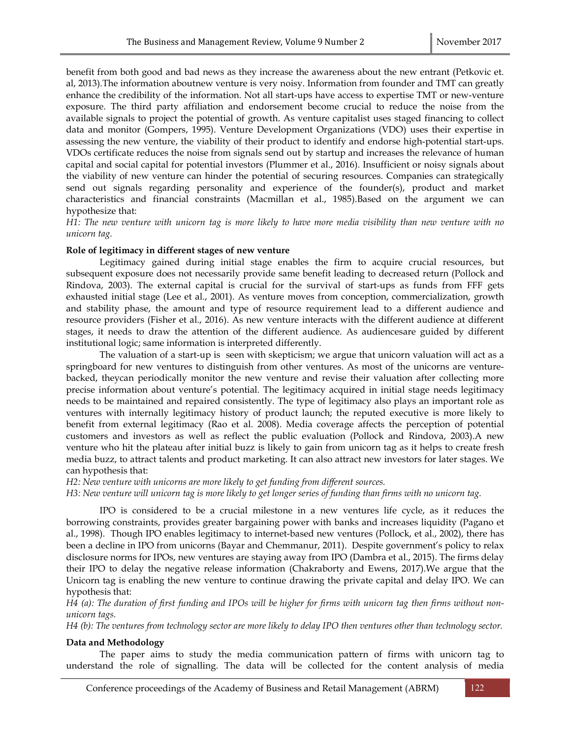benefit from both good and bad news as they increase the awareness about the new entrant (Petkovic et. al, 2013).The information aboutnew venture is very noisy. Information from founder and TMT can greatly enhance the credibility of the information. Not all start-ups have access to expertise TMT or new-venture exposure. The third party affiliation and endorsement become crucial to reduce the noise from the available signals to project the potential of growth. As venture capitalist uses staged financing to collect data and monitor (Gompers, 1995). Venture Development Organizations (VDO) uses their expertise in assessing the new venture, the viability of their product to identify and endorse high-potential start-ups. VDOs certificate reduces the noise from signals send out by startup and increases the relevance of human capital and social capital for potential investors (Plummer et al., 2016). Insufficient or noisy signals about the viability of new venture can hinder the potential of securing resources. Companies can strategically send out signals regarding personality and experience of the founder(s), product and market characteristics and financial constraints (Macmillan et al., 1985).Based on the argument we can hypothesize that:

*H1: The new venture with unicorn tag is more likely to have more media visibility than new venture with no unicorn tag.*

**Role of legitimacy in different stages of new venture**

Legitimacy gained during initial stage enables the firm to acquire crucial resources, but subsequent exposure does not necessarily provide same benefit leading to decreased return (Pollock and Rindova, 2003). The external capital is crucial for the survival of start-ups as funds from FFF gets exhausted initial stage (Lee et al., 2001). As venture moves from conception, commercialization, growth and stability phase, the amount and type of resource requirement lead to a different audience and resource providers (Fisher et al., 2016). As new venture interacts with the different audience at different stages, it needs to draw the attention of the different audience. As audiencesare guided by different institutional logic; same information is interpreted differently.

The valuation of a start-up is seen with skepticism; we argue that unicorn valuation will act as a springboard for new ventures to distinguish from other ventures. As most of the unicorns are venture-backed, theycan periodically monitor the new venture and revise their valuation after collecting more precise information about venture's potential. The legitimacy acquired in initial stage needs legitimacy needs to be maintained and repaired consistently. The type of legitimacy also plays an important role as ventures with internally legitimacy history of product launch; the reputed executive is more likely to benefit from external legitimacy (Rao et al. 2008). Media coverage affects the perception of potential customers and investors as well as reflect the public evaluation (Pollock and Rindova, 2003).A new venture who hit the plateau after initial buzz is likely to gain from unicorn tag as it helps to create fresh media buzz, to attract talents and product marketing. It can also attract new investors for later stages. We can hypothesis that:

*H2: New venture with unicorns are more likely to get funding from different sources.*

*H3: New venture will unicorn tag is more likely to get longer series of funding than firms with no unicorn tag.*

IPO is considered to be a crucial milestone in a new ventures life cycle, as it reduces the borrowing constraints, provides greater bargaining power with banks and increases liquidity (Pagano et al., 1998). Though IPO enables legitimacy to internet-based new ventures (Pollock, et al., 2002), there has been a decline in IPO from unicorns (Bayar and Chemmanur, 2011). Despite government's policy to relax disclosure norms for IPOs, new ventures are staying away from IPO (Dambra et al., 2015). The firms delay their IPO to delay the negative release information (Chakraborty and Ewens, 2017).We argue that the Unicorn tag is enabling the new venture to continue drawing the private capital and delay IPO. We can hypothesis that:

*H4 (a): The duration of first funding and IPOs will be higher for firms with unicorn tag then firms without non-unicorn tags.*

*H4 (b): The ventures from technology sector are more likely to delay IPO then ventures other than technology sector.*

**Data and Methodology**

The paper aims to study the media communication pattern of firms with unicorn tag to understand the role of signalling. The data will be collected for the content analysis of media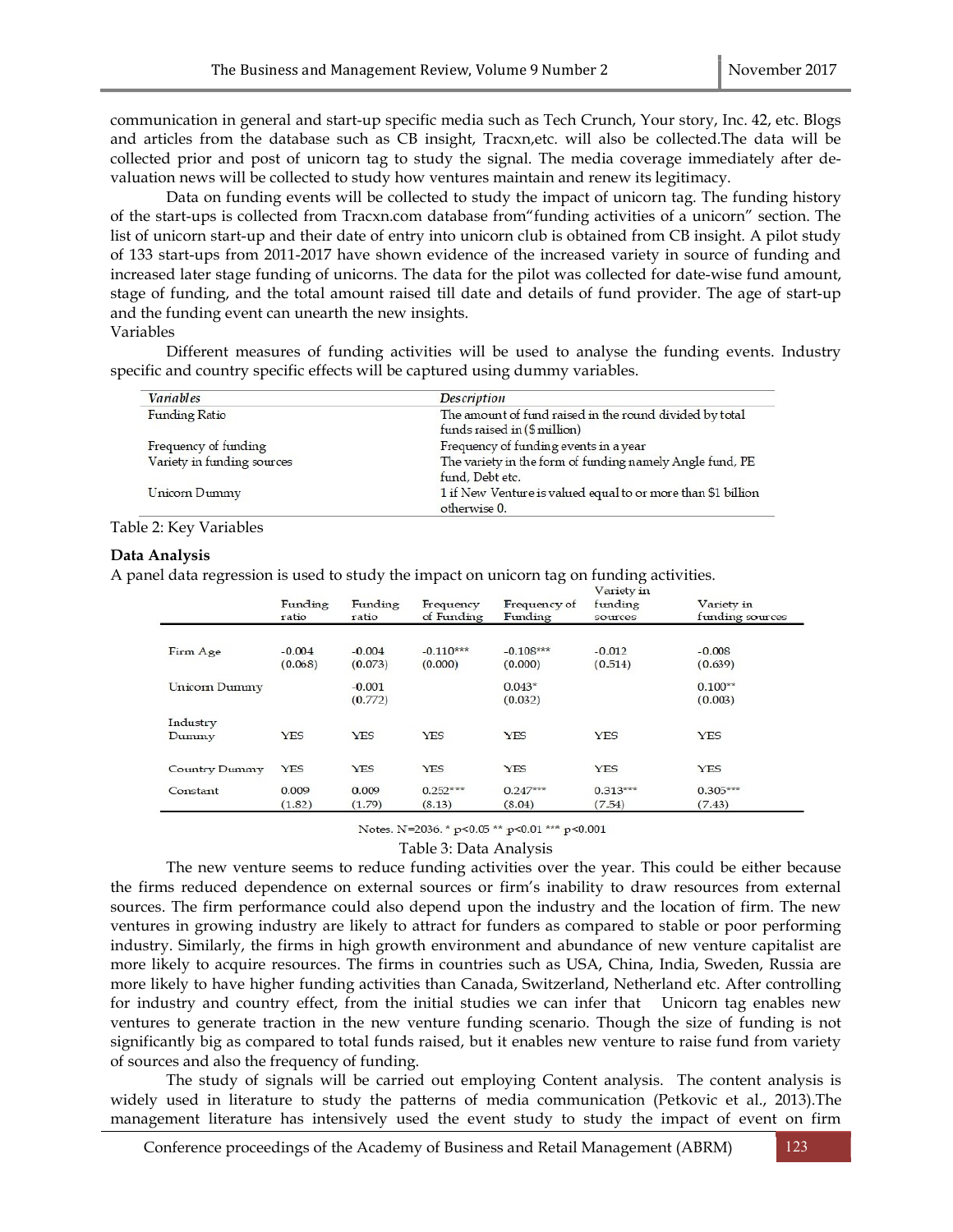communication in general and start-up specific media such as Tech Crunch, Your story, Inc. 42, etc. Blogs and articles from the database such as CB insight, Tracxn,etc. will also be collected.The data will be collected prior and post of unicorn tag to study the signal. The media coverage immediately after de-valuation news will be collected to study how ventures maintain and renew its legitimacy.

Data on funding events will be collected to study the impact of unicorn tag. The funding history of the start-ups is collected from Tracxn.com database from"funding activities of a unicorn" section. The list of unicorn start-up and their date of entry into unicorn club is obtained from CB insight. A pilot study of 133 start-ups from 2011-2017 have shown evidence of the increased variety in source of funding and increased later stage funding of unicorns. The data for the pilot was collected for date-wise fund amount, stage of funding, and the total amount raised till date and details of fund provider. The age of start-up and the funding event can unearth the new insights.

Variables

Different measures of funding activities will be used to analyse the funding events. Industry specific and country specific effects will be captured using dummy variables.

| *Variables* | *Description* |
|---|---|
| Funding Ratio | The amount of fund raised in the round divided by total funds raised in ($ million) |
| Frequency of funding | Frequency of funding events in a year |
| Variety in funding sources | The variety in the form of funding namely Angle fund, PE fund, Debt etc. |
| Unicorn Dummy | 1 if New Venture is valued equal to or more than $1 billion otherwise 0. |

Table 2: Key Variables

### Data Analysis

A panel data regression is used to study the impact on unicorn tag on funding activities.

| | Funding ratio | Funding ratio | Frequency of Funding | Frequency of Funding | Variety in funding sources | Variety in funding sources |
|---|---|---|---|---|---|---|
| Firm Age | -0.004 (0.068) | -0.004 (0.073) | -0.110*** (0.000) | -0.108*** (0.000) | -0.012 (0.514) | -0.008 (0.639) |
| Unicorn Dummy | | -0.001 (0.772) | | 0.043* (0.032) | | 0.100** (0.003) |
| Industry Dummy | YES | YES | YES | YES | YES | YES |
| Country Dummy | YES | YES | YES | YES | YES | YES |
| Constant | 0.009 (1.82) | 0.009 (1.79) | 0.252*** (8.13) | 0.247*** (8.04) | 0.313*** (7.54) | 0.305*** (7.43) |

Notes. N=2036. * $p<0.05$ ** $p<0.01$ *** $p<0.001$

Table 3: Data Analysis

The new venture seems to reduce funding activities over the year. This could be either because the firms reduced dependence on external sources or firm's inability to draw resources from external sources. The firm performance could also depend upon the industry and the location of firm. The new ventures in growing industry are likely to attract for funders as compared to stable or poor performing industry. Similarly, the firms in high growth environment and abundance of new venture capitalist are more likely to acquire resources. The firms in countries such as USA, China, India, Sweden, Russia are more likely to have higher funding activities than Canada, Switzerland, Netherland etc. After controlling for industry and country effect, from the initial studies we can infer that Unicorn tag enables new ventures to generate traction in the new venture funding scenario. Though the size of funding is not significantly big as compared to total funds raised, but it enables new venture to raise fund from variety of sources and also the frequency of funding.

The study of signals will be carried out employing Content analysis. The content analysis is widely used in literature to study the patterns of media communication (Petkovic et al., 2013).The management literature has intensively used the event study to study the impact of event on firm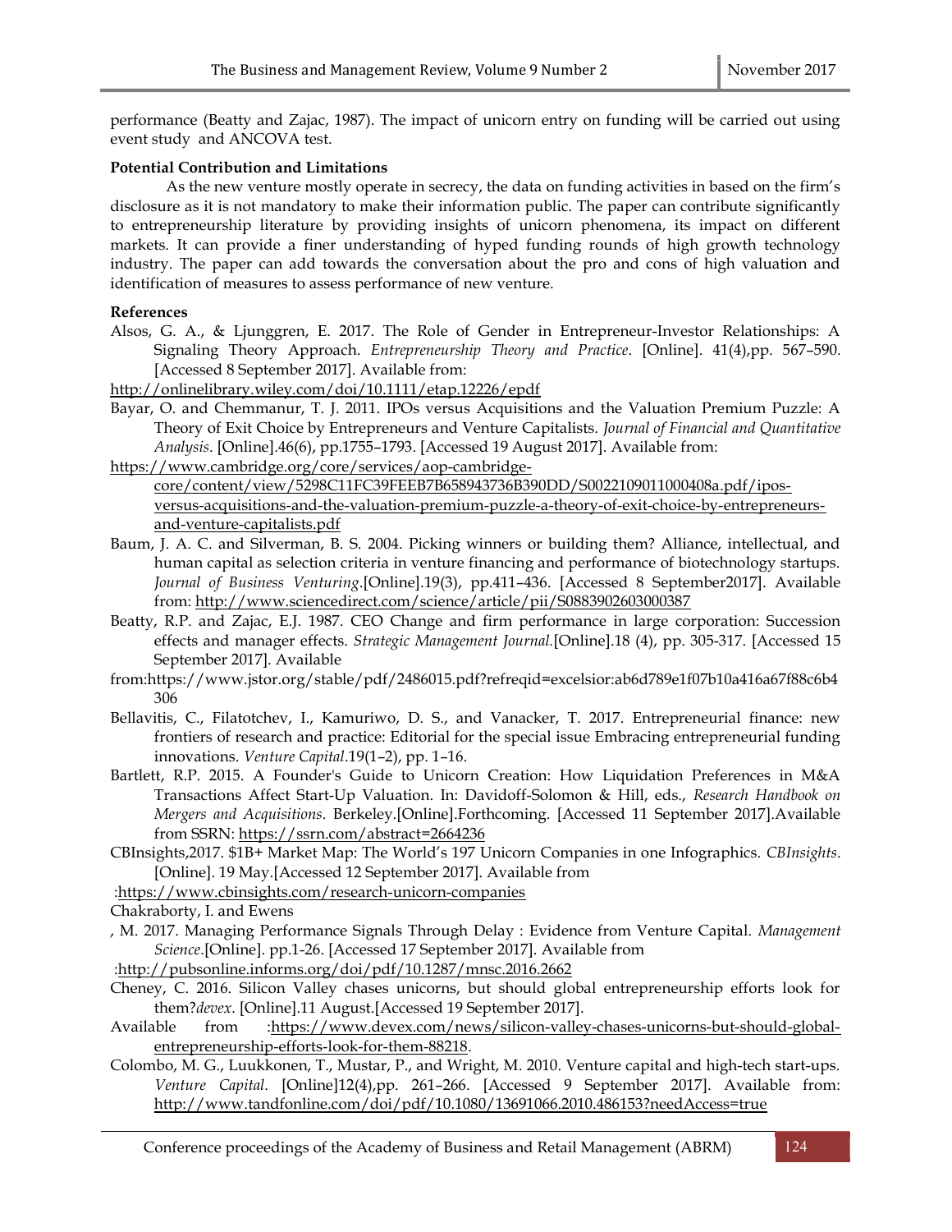performance (Beatty and Zajac, 1987). The impact of unicorn entry on funding will be carried out using event study and ANCOVA test.

**Potential Contribution and Limitations**

As the new venture mostly operate in secrecy, the data on funding activities in based on the firm's disclosure as it is not mandatory to make their information public. The paper can contribute significantly to entrepreneurship literature by providing insights of unicorn phenomena, its impact on different markets. It can provide a finer understanding of hyped funding rounds of high growth technology industry. The paper can add towards the conversation about the pro and cons of high valuation and identification of measures to assess performance of new venture.

**References**

Alsos, G. A., & Ljunggren, E. 2017. The Role of Gender in Entrepreneur-Investor Relationships: A Signaling Theory Approach. *Entrepreneurship Theory and Practice*. [Online]. 41(4),pp. 567–590. [Accessed 8 September 2017]. Available from:
http://onlinelibrary.wiley.com/doi/10.1111/etap.12226/epdf

Bayar, O. and Chemmanur, T. J. 2011. IPOs versus Acquisitions and the Valuation Premium Puzzle: A Theory of Exit Choice by Entrepreneurs and Venture Capitalists. *Journal of Financial and Quantitative Analysis*. [Online].46(6), pp.1755–1793. [Accessed 19 August 2017]. Available from:
https://www.cambridge.org/core/services/aop-cambridge-core/content/view/5298C11FC39FEEB7B658943736B390DD/S0022109011000408a.pdf/ipos-versus-acquisitions-and-the-valuation-premium-puzzle-a-theory-of-exit-choice-by-entrepreneurs-and-venture-capitalists.pdf

Baum, J. A. C. and Silverman, B. S. 2004. Picking winners or building them? Alliance, intellectual, and human capital as selection criteria in venture financing and performance of biotechnology startups. *Journal of Business Venturing*.[Online].19(3), pp.411–436. [Accessed 8 September2017]. Available from: http://www.sciencedirect.com/science/article/pii/S0883902603000387

Beatty, R.P. and Zajac, E.J. 1987. CEO Change and firm performance in large corporation: Succession effects and manager effects. *Strategic Management Journal*.[Online].18 (4), pp. 305-317. [Accessed 15 September 2017]. Available
from:https://www.jstor.org/stable/pdf/2486015.pdf?refreqid=excelsior:ab6d789e1f07b10a416a67f88c6b4306

Bellavitis, C., Filatotchev, I., Kamuriwo, D. S., and Vanacker, T. 2017. Entrepreneurial finance: new frontiers of research and practice: Editorial for the special issue Embracing entrepreneurial funding innovations. *Venture Capital*.19(1–2), pp. 1–16.

Bartlett, R.P. 2015. A Founder's Guide to Unicorn Creation: How Liquidation Preferences in M&A Transactions Affect Start-Up Valuation. In: Davidoff-Solomon & Hill, eds., *Research Handbook on Mergers and Acquisitions*. Berkeley.[Online].Forthcoming. [Accessed 11 September 2017].Available from SSRN: https://ssrn.com/abstract=2664236

CBInsights,2017. $1B+ Market Map: The World's 197 Unicorn Companies in one Infographics. *CBInsights*. [Online]. 19 May.[Accessed 12 September 2017]. Available from
:https://www.cbinsights.com/research-unicorn-companies

Chakraborty, I. and Ewens
, M. 2017. Managing Performance Signals Through Delay : Evidence from Venture Capital. *Management Science*.[Online]. pp.1-26. [Accessed 17 September 2017]. Available from
:http://pubsonline.informs.org/doi/pdf/10.1287/mnsc.2016.2662

Cheney, C. 2016. Silicon Valley chases unicorns, but should global entrepreneurship efforts look for them?*devex*. [Online].11 August.[Accessed 19 September 2017].
Available from :https://www.devex.com/news/silicon-valley-chases-unicorns-but-should-global-entrepreneurship-efforts-look-for-them-88218.

Colombo, M. G., Luukkonen, T., Mustar, P., and Wright, M. 2010. Venture capital and high-tech start-ups. *Venture Capital*. [Online]12(4),pp. 261–266. [Accessed 9 September 2017]. Available from: http://www.tandfonline.com/doi/pdf/10.1080/13691066.2010.486153?needAccess=true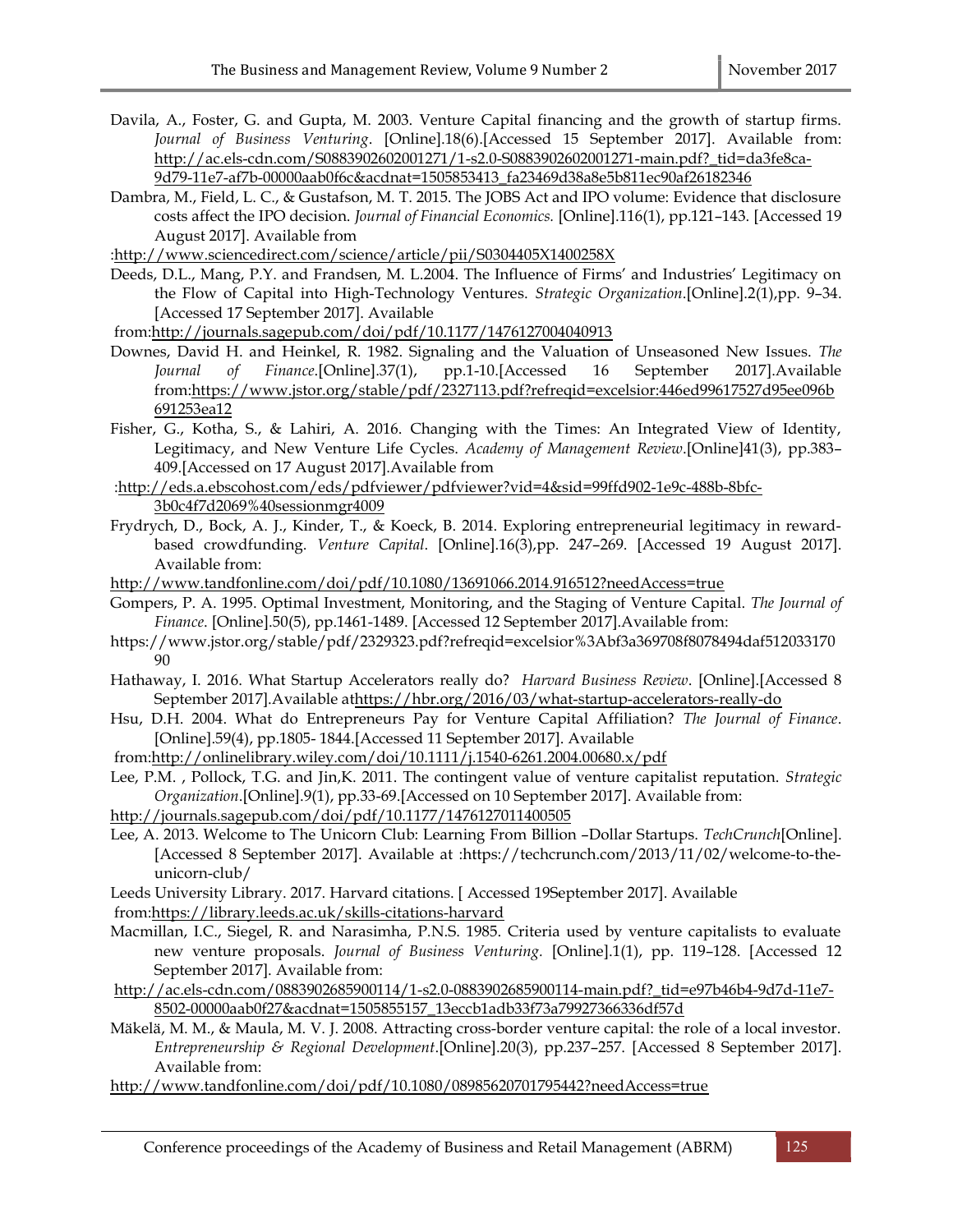Davila, A., Foster, G. and Gupta, M. 2003. Venture Capital financing and the growth of startup firms. *Journal of Business Venturing*. [Online].18(6).[Accessed 15 September 2017]. Available from: http://ac.els-cdn.com/S0883902602001271/1-s2.0-S0883902602001271-main.pdf?_tid=da3fe8ca-9d79-11e7-af7b-00000aab0f6c&acdnat=1505853413_fa23469d38a8e5b811ec90af26182346

Dambra, M., Field, L. C., & Gustafson, M. T. 2015. The JOBS Act and IPO volume: Evidence that disclosure costs affect the IPO decision. *Journal of Financial Economics.* [Online].116(1), pp.121–143. [Accessed 19 August 2017]. Available from :http://www.sciencedirect.com/science/article/pii/S0304405X1400258X

Deeds, D.L., Mang, P.Y. and Frandsen, M. L.2004. The Influence of Firms' and Industries' Legitimacy on the Flow of Capital into High-Technology Ventures. *Strategic Organization*.[Online].2(1),pp. 9–34. [Accessed 17 September 2017]. Available from:http://journals.sagepub.com/doi/pdf/10.1177/1476127004040913

Downes, David H. and Heinkel, R. 1982. Signaling and the Valuation of Unseasoned New Issues. *The Journal of Finance*.[Online].37(1), pp.1-10.[Accessed 16 September 2017].Available from:https://www.jstor.org/stable/pdf/2327113.pdf?refreqid=excelsior:446ed99617527d95ee096b691253ea12

Fisher, G., Kotha, S., & Lahiri, A. 2016. Changing with the Times: An Integrated View of Identity, Legitimacy, and New Venture Life Cycles. *Academy of Management Review*.[Online]41(3), pp.383–409.[Accessed on 17 August 2017].Available from :http://eds.a.ebscohost.com/eds/pdfviewer/pdfviewer?vid=4&sid=99ffd902-1e9c-488b-8bfc-3b0c4f7d2069%40sessionmgr4009

Frydrych, D., Bock, A. J., Kinder, T., & Koeck, B. 2014. Exploring entrepreneurial legitimacy in reward-based crowdfunding. *Venture Capital*. [Online].16(3),pp. 247–269. [Accessed 19 August 2017]. Available from: http://www.tandfonline.com/doi/pdf/10.1080/13691066.2014.916512?needAccess=true

Gompers, P. A. 1995. Optimal Investment, Monitoring, and the Staging of Venture Capital. *The Journal of Finance*. [Online].50(5), pp.1461-1489. [Accessed 12 September 2017].Available from: https://www.jstor.org/stable/pdf/2329323.pdf?refreqid=excelsior%3Abf3a369708f8078494daf51203317090

Hathaway, I. 2016. What Startup Accelerators really do? *Harvard Business Review*. [Online].[Accessed 8 September 2017].Available athttps://hbr.org/2016/03/what-startup-accelerators-really-do

Hsu, D.H. 2004. What do Entrepreneurs Pay for Venture Capital Affiliation? *The Journal of Finance*. [Online].59(4), pp.1805- 1844.[Accessed 11 September 2017]. Available from:http://onlinelibrary.wiley.com/doi/10.1111/j.1540-6261.2004.00680.x/pdf

Lee, P.M. , Pollock, T.G. and Jin,K. 2011. The contingent value of venture capitalist reputation. *Strategic Organization*.[Online].9(1), pp.33-69.[Accessed on 10 September 2017]. Available from: http://journals.sagepub.com/doi/pdf/10.1177/1476127011400505

Lee, A. 2013. Welcome to The Unicorn Club: Learning From Billion –Dollar Startups. *TechCrunch*[Online]. [Accessed 8 September 2017]. Available at :https://techcrunch.com/2013/11/02/welcome-to-the-unicorn-club/

Leeds University Library. 2017. Harvard citations. [ Accessed 19September 2017]. Available from:https://library.leeds.ac.uk/skills-citations-harvard

Macmillan, I.C., Siegel, R. and Narasimha, P.N.S. 1985. Criteria used by venture capitalists to evaluate new venture proposals. *Journal of Business Venturing.* [Online].1(1), pp. 119–128. [Accessed 12 September 2017]. Available from: http://ac.els-cdn.com/0883902685900114/1-s2.0-0883902685900114-main.pdf?_tid=e97b46b4-9d7d-11e7-8502-00000aab0f27&acdnat=1505855157_13eccb1adb33f73a79927366336df57d

Mäkelä, M. M., & Maula, M. V. J. 2008. Attracting cross-border venture capital: the role of a local investor. *Entrepreneurship & Regional Development*.[Online].20(3), pp.237–257. [Accessed 8 September 2017]. Available from: http://www.tandfonline.com/doi/pdf/10.1080/08985620701795442?needAccess=true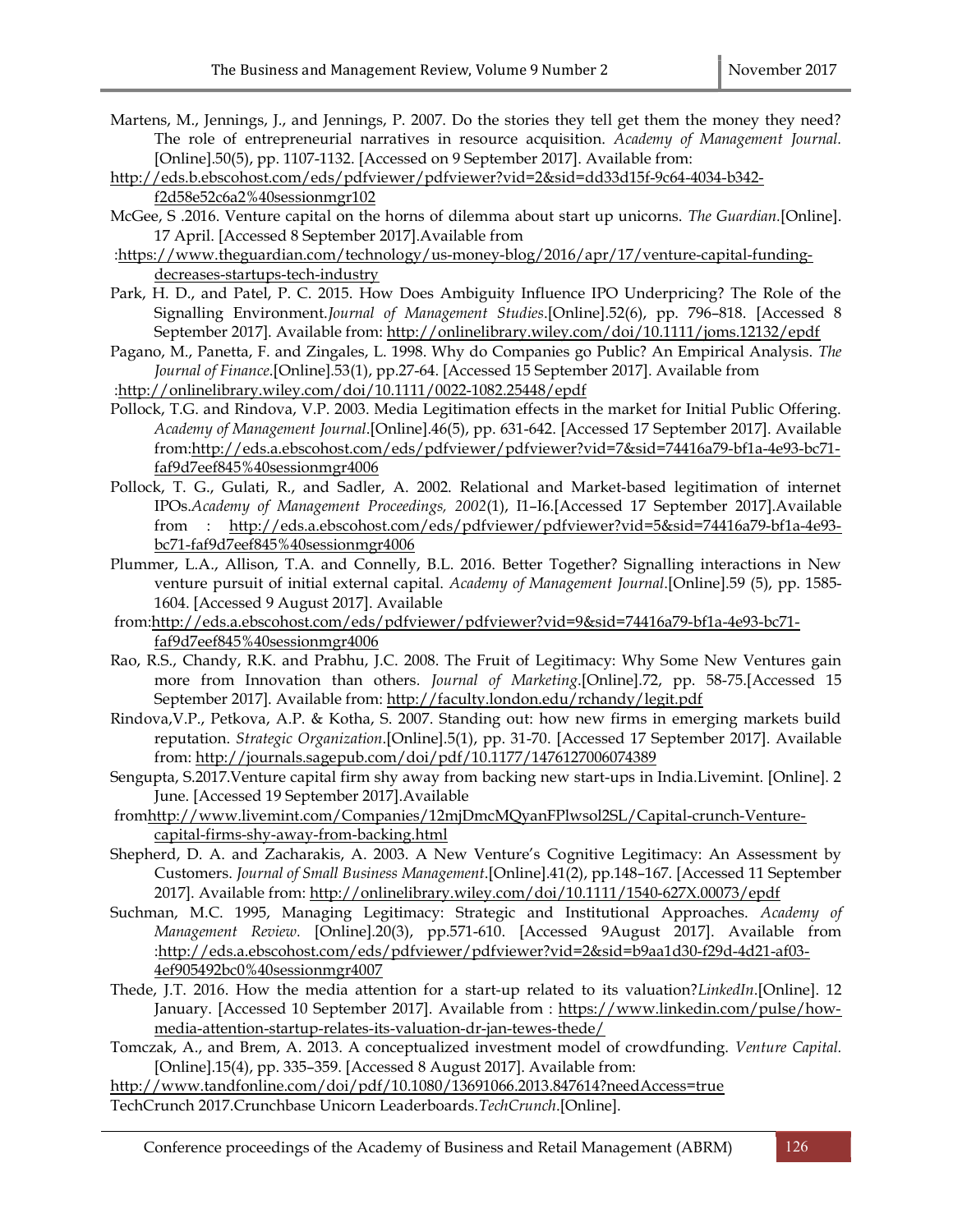Martens, M., Jennings, J., and Jennings, P. 2007. Do the stories they tell get them the money they need? The role of entrepreneurial narratives in resource acquisition. *Academy of Management Journal.* [Online].50(5), pp. 1107-1132. [Accessed on 9 September 2017]. Available from: http://eds.b.ebscohost.com/eds/pdfviewer/pdfviewer?vid=2&sid=dd33d15f-9c64-4034-b342-f2d58e52c6a2%40sessionmgr102

McGee, S .2016. Venture capital on the horns of dilemma about start up unicorns. *The Guardian.*[Online]. 17 April. [Accessed 8 September 2017].Available from :https://www.theguardian.com/technology/us-money-blog/2016/apr/17/venture-capital-funding-decreases-startups-tech-industry

Park, H. D., and Patel, P. C. 2015. How Does Ambiguity Influence IPO Underpricing? The Role of the Signalling Environment.*Journal of Management Studies*.[Online].52(6), pp. 796–818. [Accessed 8 September 2017]. Available from: http://onlinelibrary.wiley.com/doi/10.1111/joms.12132/epdf

Pagano, M., Panetta, F. and Zingales, L. 1998. Why do Companies go Public? An Empirical Analysis. *The Journal of Finance*.[Online].53(1), pp.27-64. [Accessed 15 September 2017]. Available from :http://onlinelibrary.wiley.com/doi/10.1111/0022-1082.25448/epdf

Pollock, T.G. and Rindova, V.P. 2003. Media Legitimation effects in the market for Initial Public Offering. *Academy of Management Journal*.[Online].46(5), pp. 631-642. [Accessed 17 September 2017]. Available from:http://eds.a.ebscohost.com/eds/pdfviewer/pdfviewer?vid=7&sid=74416a79-bf1a-4e93-bc71-faf9d7eef845%40sessionmgr4006

Pollock, T. G., Gulati, R., and Sadler, A. 2002. Relational and Market-based legitimation of internet IPOs.*Academy of Management Proceedings, 2002*(1), I1–I6.[Accessed 17 September 2017].Available from : http://eds.a.ebscohost.com/eds/pdfviewer/pdfviewer?vid=5&sid=74416a79-bf1a-4e93-bc71-faf9d7eef845%40sessionmgr4006

Plummer, L.A., Allison, T.A. and Connelly, B.L. 2016. Better Together? Signalling interactions in New venture pursuit of initial external capital. *Academy of Management Journal*.[Online].59 (5), pp. 1585-1604. [Accessed 9 August 2017]. Available from:http://eds.a.ebscohost.com/eds/pdfviewer/pdfviewer?vid=9&sid=74416a79-bf1a-4e93-bc71-faf9d7eef845%40sessionmgr4006

Rao, R.S., Chandy, R.K. and Prabhu, J.C. 2008. The Fruit of Legitimacy: Why Some New Ventures gain more from Innovation than others. *Journal of Marketing*.[Online].72, pp. 58-75.[Accessed 15 September 2017]. Available from: http://faculty.london.edu/rchandy/legit.pdf

Rindova,V.P., Petkova, A.P. & Kotha, S. 2007. Standing out: how new firms in emerging markets build reputation. *Strategic Organization*.[Online].5(1), pp. 31-70. [Accessed 17 September 2017]. Available from: http://journals.sagepub.com/doi/pdf/10.1177/1476127006074389

Sengupta, S.2017.Venture capital firm shy away from backing new start-ups in India.Livemint. [Online]. 2 June. [Accessed 19 September 2017].Available fromhttp://www.livemint.com/Companies/12mjDmcMQyanFPlwsol2SL/Capital-crunch-Venture-capital-firms-shy-away-from-backing.html

Shepherd, D. A. and Zacharakis, A. 2003. A New Venture's Cognitive Legitimacy: An Assessment by Customers. *Journal of Small Business Management*.[Online].41(2), pp.148–167. [Accessed 11 September 2017]. Available from: http://onlinelibrary.wiley.com/doi/10.1111/1540-627X.00073/epdf

Suchman, M.C. 1995, Managing Legitimacy: Strategic and Institutional Approaches. *Academy of Management Review.* [Online].20(3), pp.571-610. [Accessed 9August 2017]. Available from :http://eds.a.ebscohost.com/eds/pdfviewer/pdfviewer?vid=2&sid=b9aa1d30-f29d-4d21-af03-4ef905492bc0%40sessionmgr4007

Thede, J.T. 2016. How the media attention for a start-up related to its valuation?*LinkedIn*.[Online]. 12 January. [Accessed 10 September 2017]. Available from : https://www.linkedin.com/pulse/how-media-attention-startup-relates-its-valuation-dr-jan-tewes-thede/

Tomczak, A., and Brem, A. 2013. A conceptualized investment model of crowdfunding. *Venture Capital.* [Online].15(4), pp. 335–359. [Accessed 8 August 2017]. Available from: http://www.tandfonline.com/doi/pdf/10.1080/13691066.2013.847614?needAccess=true

TechCrunch 2017.Crunchbase Unicorn Leaderboards.*TechCrunch*.[Online].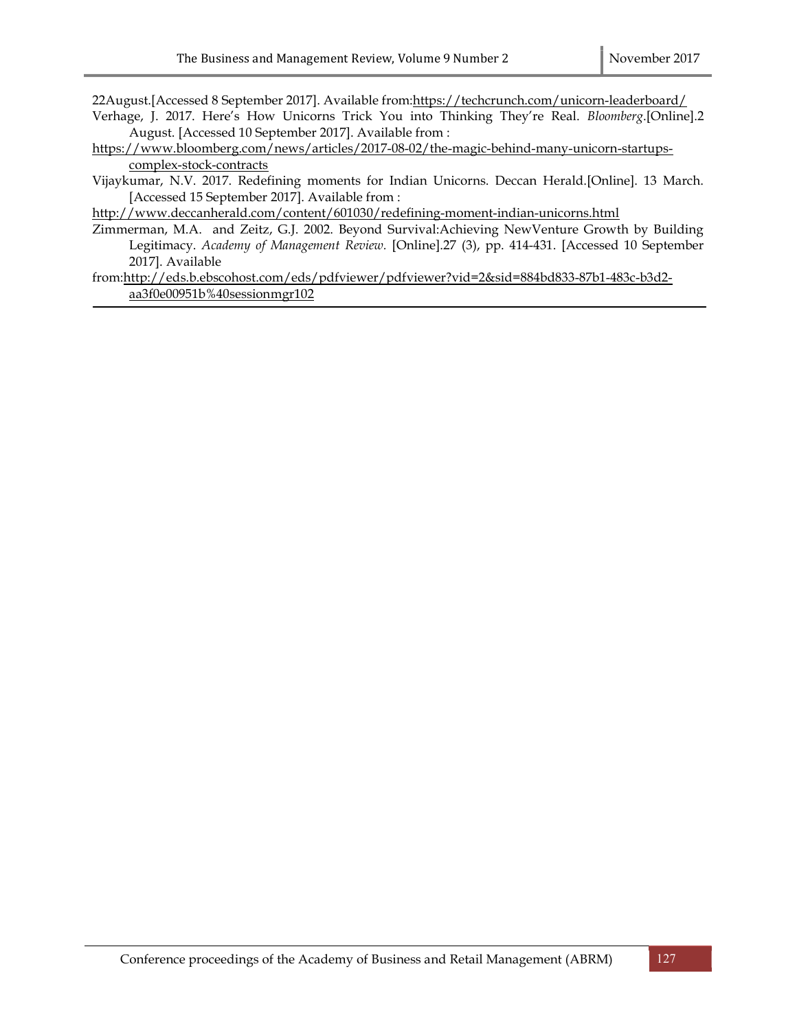22August.[Accessed 8 September 2017]. Available from:https://techcrunch.com/unicorn-leaderboard/

Verhage, J. 2017. Here's How Unicorns Trick You into Thinking They're Real. *Bloomberg*.[Online].2 August. [Accessed 10 September 2017]. Available from : https://www.bloomberg.com/news/articles/2017-08-02/the-magic-behind-many-unicorn-startups-complex-stock-contracts

Vijaykumar, N.V. 2017. Redefining moments for Indian Unicorns. Deccan Herald.[Online]. 13 March. [Accessed 15 September 2017]. Available from : http://www.deccanherald.com/content/601030/redefining-moment-indian-unicorns.html

Zimmerman, M.A. and Zeitz, G.J. 2002. Beyond Survival:Achieving NewVenture Growth by Building Legitimacy. *Academy of Management Review.* [Online].27 (3), pp. 414-431. [Accessed 10 September 2017]. Available from:http://eds.b.ebscohost.com/eds/pdfviewer/pdfviewer?vid=2&sid=884bd833-87b1-483c-b3d2-aa3f0e00951b%40sessionmgr102